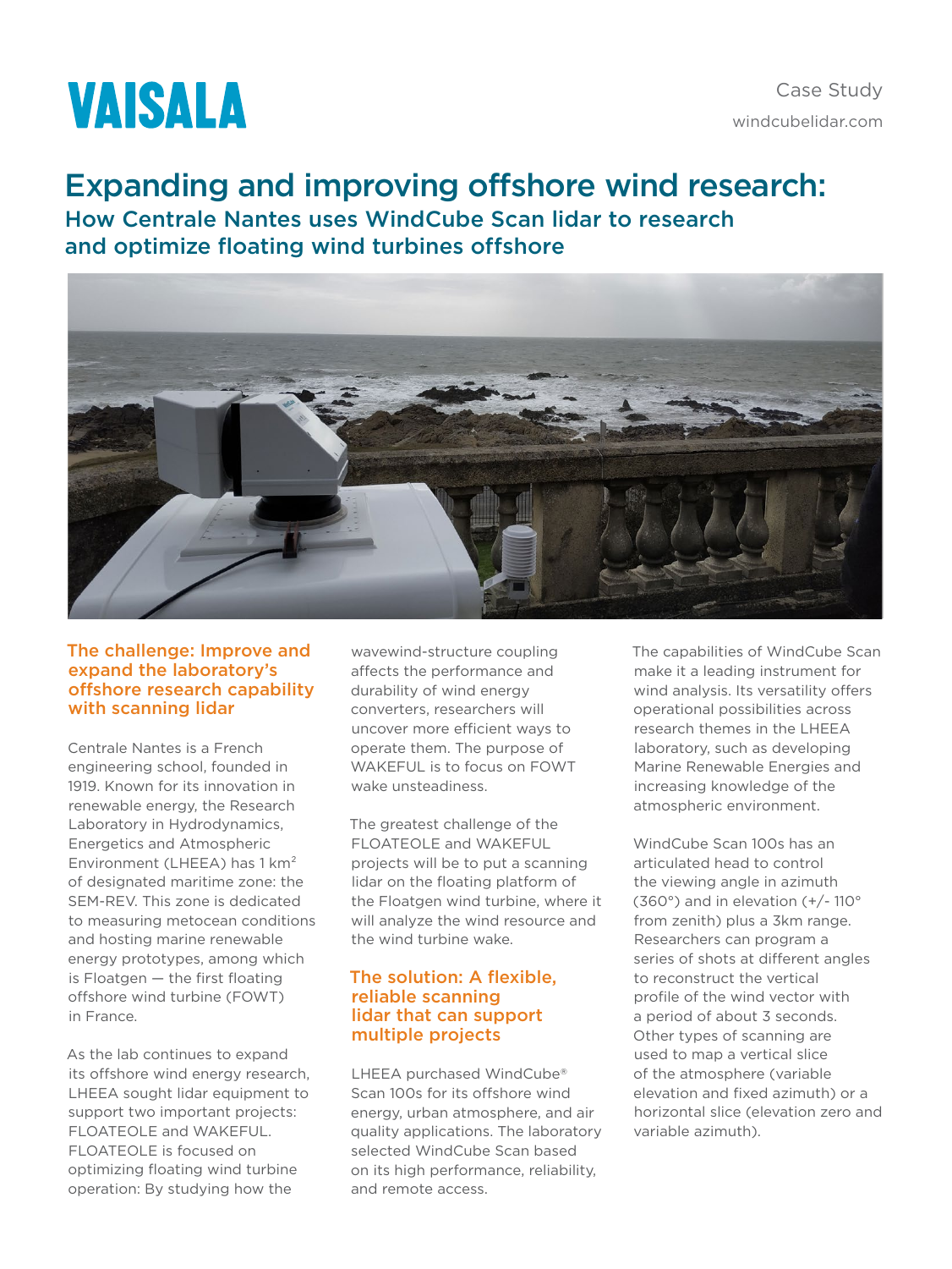VAISALA

Case Study

windcubelidar.com

# Expanding and improving offshore wind research:

## How Centrale Nantes uses WindCube Scan lidar to research and optimize floating wind turbines offshore

### The challenge: Improve and expand the laboratory's offshore research capability with scanning lidar

Centrale Nantes is a French engineering school, founded in 1919. Known for its innovation in renewable energy, the Research Laboratory in Hydrodynamics, Energetics and Atmospheric Environment (LHEEA) has 1 km$^2$ of designated maritime zone: the SEM-REV. This zone is dedicated to measuring metocean conditions and hosting marine renewable energy prototypes, among which is Floatgen — the first floating offshore wind turbine (FOWT) in France.

As the lab continues to expand its offshore wind energy research, LHEEA sought lidar equipment to support two important projects: FLOATEOLE and WAKEFUL. FLOATEOLE is focused on optimizing floating wind turbine operation: By studying how the wavewind-structure coupling affects the performance and durability of wind energy converters, researchers will uncover more efficient ways to operate them. The purpose of WAKEFUL is to focus on FOWT wake unsteadiness.

The greatest challenge of the FLOATEOLE and WAKEFUL projects will be to put a scanning lidar on the floating platform of the Floatgen wind turbine, where it will analyze the wind resource and the wind turbine wake.

### The solution: A flexible, reliable scanning lidar that can support multiple projects

LHEEA purchased WindCube® Scan 100s for its offshore wind energy, urban atmosphere, and air quality applications. The laboratory selected WindCube Scan based on its high performance, reliability, and remote access.

The capabilities of WindCube Scan make it a leading instrument for wind analysis. Its versatility offers operational possibilities across research themes in the LHEEA laboratory, such as developing Marine Renewable Energies and increasing knowledge of the atmospheric environment.

WindCube Scan 100s has an articulated head to control the viewing angle in azimuth (360°) and in elevation (+/- 110° from zenith) plus a 3km range. Researchers can program a series of shots at different angles to reconstruct the vertical profile of the wind vector with a period of about 3 seconds. Other types of scanning are used to map a vertical slice of the atmosphere (variable elevation and fixed azimuth) or a horizontal slice (elevation zero and variable azimuth).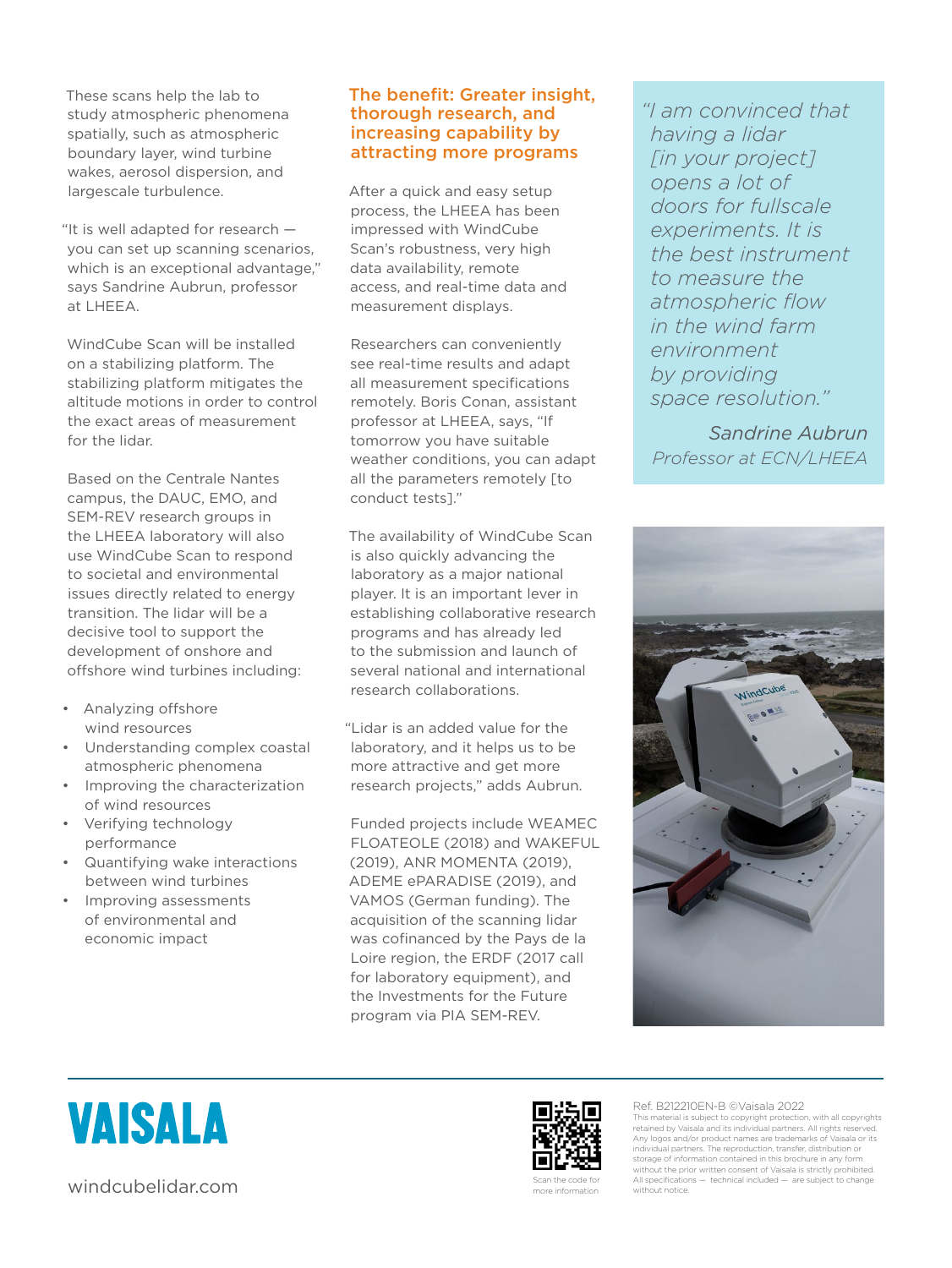These scans help the lab to study atmospheric phenomena spatially, such as atmospheric boundary layer, wind turbine wakes, aerosol dispersion, and largescale turbulence.

"It is well adapted for research — you can set up scanning scenarios, which is an exceptional advantage," says Sandrine Aubrun, professor at LHEEA.

WindCube Scan will be installed on a stabilizing platform. The stabilizing platform mitigates the altitude motions in order to control the exact areas of measurement for the lidar.

Based on the Centrale Nantes campus, the DAUC, EMO, and SEM-REV research groups in the LHEEA laboratory will also use WindCube Scan to respond to societal and environmental issues directly related to energy transition. The lidar will be a decisive tool to support the development of onshore and offshore wind turbines including:

- Analyzing offshore wind resources
- Understanding complex coastal atmospheric phenomena
- Improving the characterization of wind resources
- Verifying technology performance
- Quantifying wake interactions between wind turbines
- Improving assessments of environmental and economic impact

## The benefit: Greater insight, thorough research, and increasing capability by attracting more programs

After a quick and easy setup process, the LHEEA has been impressed with WindCube Scan's robustness, very high data availability, remote access, and real-time data and measurement displays.

Researchers can conveniently see real-time results and adapt all measurement specifications remotely. Boris Conan, assistant professor at LHEEA, says, "If tomorrow you have suitable weather conditions, you can adapt all the parameters remotely [to conduct tests]."

The availability of WindCube Scan is also quickly advancing the laboratory as a major national player. It is an important lever in establishing collaborative research programs and has already led to the submission and launch of several national and international research collaborations.

"Lidar is an added value for the laboratory, and it helps us to be more attractive and get more research projects," adds Aubrun.

Funded projects include WEAMEC FLOATEOLE (2018) and WAKEFUL (2019), ANR MOMENTA (2019), ADEME ePARADISE (2019), and VAMOS (German funding). The acquisition of the scanning lidar was cofinanced by the Pays de la Loire region, the ERDF (2017 call for laboratory equipment), and the Investments for the Future program via PIA SEM-REV.

> *"I am convinced that having a lidar [in your project] opens a lot of doors for fullscale experiments. It is the best instrument to measure the atmospheric flow in the wind farm environment by providing space resolution."*
>
> *Sandrine Aubrun*
> *Professor at ECN/LHEEA*

VAISALA

windcubelidar.com

Scan the code for more information

Ref. B212210EN-B ©Vaisala 2022
This material is subject to copyright protection, with all copyrights retained by Vaisala and its individual partners. All rights reserved. Any logos and/or product names are trademarks of Vaisala or its individual partners. The reproduction, transfer, distribution or storage of information contained in this brochure in any form without the prior written consent of Vaisala is strictly prohibited. All specifications — technical included — are subject to change without notice.